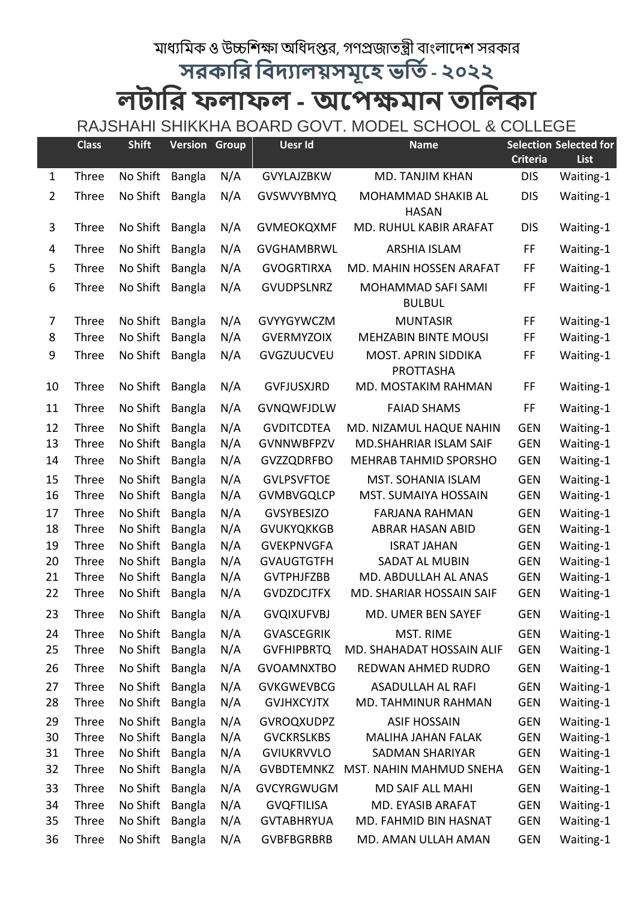মাধ্যমিক ও উচ্চশিক্ষা অধিদপ্তর, গণপ্রজাতন্ত্রী বাংলাদেশ সরকার

## সরকারি বিদ্যালয়সমূহে ভর্তি - ২০২২

# লটারি ফলাফল - অপেক্ষমান তালিকা

RAJSHAHI SHIKKHA BOARD GOVT. MODEL SCHOOL & COLLEGE

| | Class | Shift | Version | Group | Uesr Id | Name | Selection Criteria | Selected for List |
|---|---|---|---|---|---|---|---|---|
| 1 | Three | No Shift | Bangla | N/A | GVYLAJZBKW | MD. TANJIM KHAN | DIS | Waiting-1 |
| 2 | Three | No Shift | Bangla | N/A | GVSWVYBMYQ | MOHAMMAD SHAKIB AL HASAN | DIS | Waiting-1 |
| 3 | Three | No Shift | Bangla | N/A | GVMEOKQXMF | MD. RUHUL KABIR ARAFAT | DIS | Waiting-1 |
| 4 | Three | No Shift | Bangla | N/A | GVGHAMBRWL | ARSHIA ISLAM | FF | Waiting-1 |
| 5 | Three | No Shift | Bangla | N/A | GVOGRTIRXA | MD. MAHIN HOSSEN ARAFAT | FF | Waiting-1 |
| 6 | Three | No Shift | Bangla | N/A | GVUDPSLNRZ | MOHAMMAD SAFI SAMI BULBUL | FF | Waiting-1 |
| 7 | Three | No Shift | Bangla | N/A | GVYYGYWCZM | MUNTASIR | FF | Waiting-1 |
| 8 | Three | No Shift | Bangla | N/A | GVERMYZOIX | MEHZABIN BINTE MOUSI | FF | Waiting-1 |
| 9 | Three | No Shift | Bangla | N/A | GVGZUUCVEU | MOST. APRIN SIDDIKA PROTTASHA | FF | Waiting-1 |
| 10 | Three | No Shift | Bangla | N/A | GVFJUSXJRD | MD. MOSTAKIM RAHMAN | FF | Waiting-1 |
| 11 | Three | No Shift | Bangla | N/A | GVNQWFJDLW | FAIAD SHAMS | FF | Waiting-1 |
| 12 | Three | No Shift | Bangla | N/A | GVDITCDTEA | MD. NIZAMUL HAQUE NAHIN | GEN | Waiting-1 |
| 13 | Three | No Shift | Bangla | N/A | GVNNWBFPZV | MD.SHAHRIAR ISLAM SAIF | GEN | Waiting-1 |
| 14 | Three | No Shift | Bangla | N/A | GVZZQDRFBO | MEHRAB TAHMID SPORSHO | GEN | Waiting-1 |
| 15 | Three | No Shift | Bangla | N/A | GVLPSVFTOE | MST. SOHANIA ISLAM | GEN | Waiting-1 |
| 16 | Three | No Shift | Bangla | N/A | GVMBVGQLCP | MST. SUMAIYA HOSSAIN | GEN | Waiting-1 |
| 17 | Three | No Shift | Bangla | N/A | GVSYBESIZO | FARJANA RAHMAN | GEN | Waiting-1 |
| 18 | Three | No Shift | Bangla | N/A | GVUKYQKKGB | ABRAR HASAN ABID | GEN | Waiting-1 |
| 19 | Three | No Shift | Bangla | N/A | GVEKPNVGFA | ISRAT JAHAN | GEN | Waiting-1 |
| 20 | Three | No Shift | Bangla | N/A | GVAUGTGTFH | SADAT AL MUBIN | GEN | Waiting-1 |
| 21 | Three | No Shift | Bangla | N/A | GVTPHJFZBB | MD. ABDULLAH AL ANAS | GEN | Waiting-1 |
| 22 | Three | No Shift | Bangla | N/A | GVDZDCJTFX | MD. SHARIAR HOSSAIN SAIF | GEN | Waiting-1 |
| 23 | Three | No Shift | Bangla | N/A | GVQIXUFVBJ | MD. UMER BEN SAYEF | GEN | Waiting-1 |
| 24 | Three | No Shift | Bangla | N/A | GVASCEGRIK | MST. RIME | GEN | Waiting-1 |
| 25 | Three | No Shift | Bangla | N/A | GVFHIPBRTQ | MD. SHAHADAT HOSSAIN ALIF | GEN | Waiting-1 |
| 26 | Three | No Shift | Bangla | N/A | GVOAMNXTBO | REDWAN AHMED RUDRO | GEN | Waiting-1 |
| 27 | Three | No Shift | Bangla | N/A | GVKGWEVBCG | ASADULLAH AL RAFI | GEN | Waiting-1 |
| 28 | Three | No Shift | Bangla | N/A | GVJHXCYJTX | MD. TAHMINUR RAHMAN | GEN | Waiting-1 |
| 29 | Three | No Shift | Bangla | N/A | GVROQXUDPZ | ASIF HOSSAIN | GEN | Waiting-1 |
| 30 | Three | No Shift | Bangla | N/A | GVCKRSLKBS | MALIHA JAHAN FALAK | GEN | Waiting-1 |
| 31 | Three | No Shift | Bangla | N/A | GVIUKRVVLO | SADMAN SHARIYAR | GEN | Waiting-1 |
| 32 | Three | No Shift | Bangla | N/A | GVBDTEMNKZ | MST. NAHIN MAHMUD SNEHA | GEN | Waiting-1 |
| 33 | Three | No Shift | Bangla | N/A | GVCYRGWUGM | MD SAIF ALL MAHI | GEN | Waiting-1 |
| 34 | Three | No Shift | Bangla | N/A | GVQFTILISA | MD. EYASIB ARAFAT | GEN | Waiting-1 |
| 35 | Three | No Shift | Bangla | N/A | GVTABHRYUA | MD. FAHMID BIN HASNAT | GEN | Waiting-1 |
| 36 | Three | No Shift | Bangla | N/A | GVBFBGRBRB | MD. AMAN ULLAH AMAN | GEN | Waiting-1 |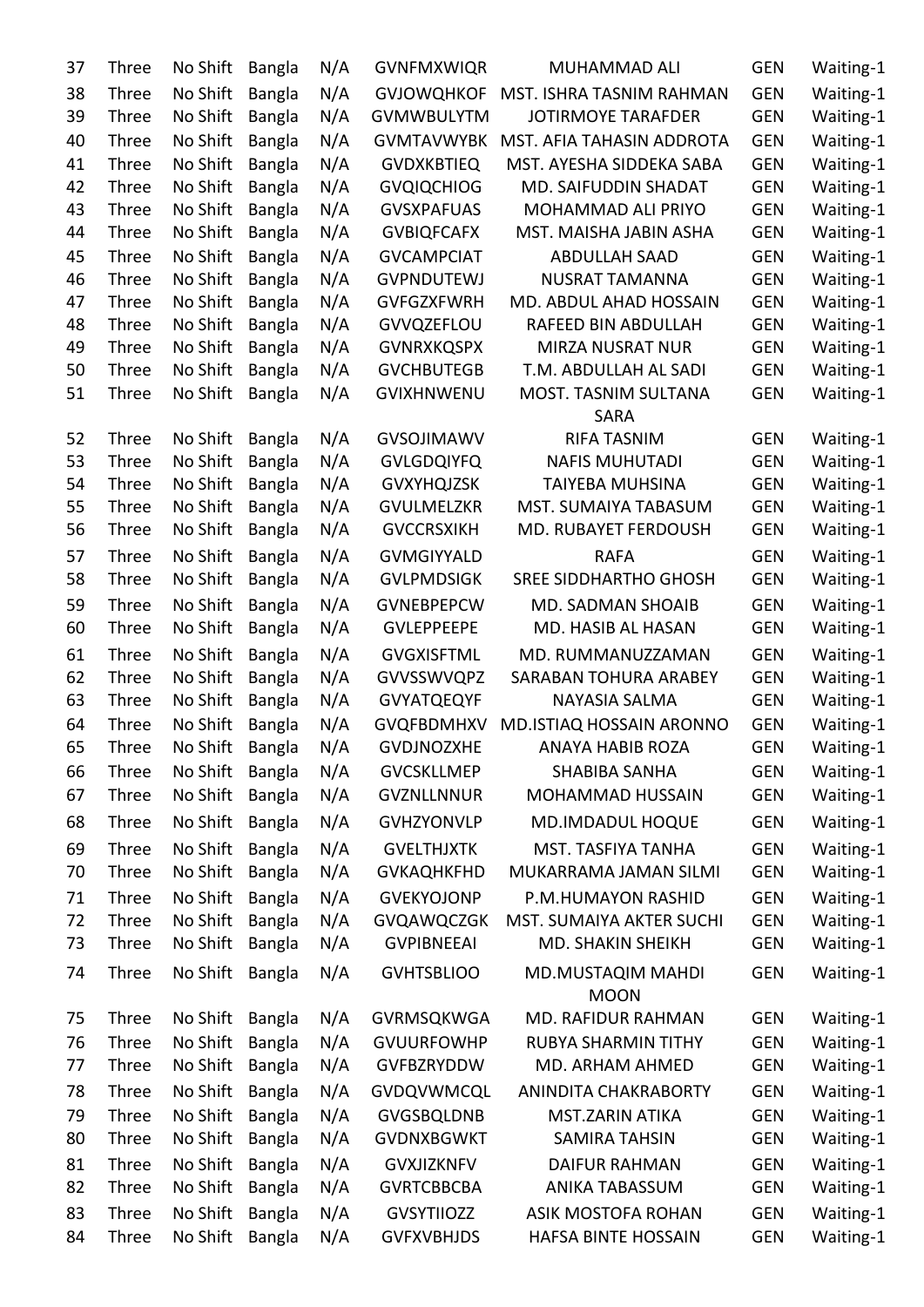| | | | | | | | | |
|---|---|---|---|---|---|---|---|---|
| 37 | Three | No Shift | Bangla | N/A | GVNFMXWIQR | MUHAMMAD ALI | GEN | Waiting-1 |
| 38 | Three | No Shift | Bangla | N/A | GVJOWQHKOF | MST. ISHRA TASNIM RAHMAN | GEN | Waiting-1 |
| 39 | Three | No Shift | Bangla | N/A | GVMWBULYTM | JOTIRMOYE TARAFDER | GEN | Waiting-1 |
| 40 | Three | No Shift | Bangla | N/A | GVMTAVWYBK | MST. AFIA TAHASIN ADDROTA | GEN | Waiting-1 |
| 41 | Three | No Shift | Bangla | N/A | GVDXKBTIEQ | MST. AYESHA SIDDEKA SABA | GEN | Waiting-1 |
| 42 | Three | No Shift | Bangla | N/A | GVQIQCHIOG | MD. SAIFUDDIN SHADAT | GEN | Waiting-1 |
| 43 | Three | No Shift | Bangla | N/A | GVSXPAFUAS | MOHAMMAD ALI PRIYO | GEN | Waiting-1 |
| 44 | Three | No Shift | Bangla | N/A | GVBIQFCAFX | MST. MAISHA JABIN ASHA | GEN | Waiting-1 |
| 45 | Three | No Shift | Bangla | N/A | GVCAMPCIAT | ABDULLAH SAAD | GEN | Waiting-1 |
| 46 | Three | No Shift | Bangla | N/A | GVPNDUTEWJ | NUSRAT TAMANNA | GEN | Waiting-1 |
| 47 | Three | No Shift | Bangla | N/A | GVFGZXFWRH | MD. ABDUL AHAD HOSSAIN | GEN | Waiting-1 |
| 48 | Three | No Shift | Bangla | N/A | GVVQZEFLOU | RAFEED BIN ABDULLAH | GEN | Waiting-1 |
| 49 | Three | No Shift | Bangla | N/A | GVNRXKQSPX | MIRZA NUSRAT NUR | GEN | Waiting-1 |
| 50 | Three | No Shift | Bangla | N/A | GVCHBUTEGB | T.M. ABDULLAH AL SADI | GEN | Waiting-1 |
| 51 | Three | No Shift | Bangla | N/A | GVIXHNWENU | MOST. TASNIM SULTANA SARA | GEN | Waiting-1 |
| 52 | Three | No Shift | Bangla | N/A | GVSOJIMAWV | RIFA TASNIM | GEN | Waiting-1 |
| 53 | Three | No Shift | Bangla | N/A | GVLGDQIYFQ | NAFIS MUHUTADI | GEN | Waiting-1 |
| 54 | Three | No Shift | Bangla | N/A | GVXYHQJZSK | TAIYEBA MUHSINA | GEN | Waiting-1 |
| 55 | Three | No Shift | Bangla | N/A | GVULMELZKR | MST. SUMAIYA TABASUM | GEN | Waiting-1 |
| 56 | Three | No Shift | Bangla | N/A | GVCCRSXIKH | MD. RUBAYET FERDOUSH | GEN | Waiting-1 |
| 57 | Three | No Shift | Bangla | N/A | GVMGIYYALD | RAFA | GEN | Waiting-1 |
| 58 | Three | No Shift | Bangla | N/A | GVLPMDSIGK | SREE SIDDHARTHO GHOSH | GEN | Waiting-1 |
| 59 | Three | No Shift | Bangla | N/A | GVNEBPEPCW | MD. SADMAN SHOAIB | GEN | Waiting-1 |
| 60 | Three | No Shift | Bangla | N/A | GVLEPPEEPE | MD. HASIB AL HASAN | GEN | Waiting-1 |
| 61 | Three | No Shift | Bangla | N/A | GVGXISFTML | MD. RUMMANUZZAMAN | GEN | Waiting-1 |
| 62 | Three | No Shift | Bangla | N/A | GVVSSWVQPZ | SARABAN TOHURA ARABEY | GEN | Waiting-1 |
| 63 | Three | No Shift | Bangla | N/A | GVYATQEQYF | NAYASIA SALMA | GEN | Waiting-1 |
| 64 | Three | No Shift | Bangla | N/A | GVQFBDMHXV | MD.ISTIAQ HOSSAIN ARONNO | GEN | Waiting-1 |
| 65 | Three | No Shift | Bangla | N/A | GVDJNOZXHE | ANAYA HABIB ROZA | GEN | Waiting-1 |
| 66 | Three | No Shift | Bangla | N/A | GVCSKLLMEP | SHABIBA SANHA | GEN | Waiting-1 |
| 67 | Three | No Shift | Bangla | N/A | GVZNLLNNUR | MOHAMMAD HUSSAIN | GEN | Waiting-1 |
| 68 | Three | No Shift | Bangla | N/A | GVHZYONVLP | MD.IMDADUL HOQUE | GEN | Waiting-1 |
| 69 | Three | No Shift | Bangla | N/A | GVELTHJXTK | MST. TASFIYA TANHA | GEN | Waiting-1 |
| 70 | Three | No Shift | Bangla | N/A | GVKAQHKFHD | MUKARRAMA JAMAN SILMI | GEN | Waiting-1 |
| 71 | Three | No Shift | Bangla | N/A | GVEKYOJONP | P.M.HUMAYON RASHID | GEN | Waiting-1 |
| 72 | Three | No Shift | Bangla | N/A | GVQAWQCZGK | MST. SUMAIYA AKTER SUCHI | GEN | Waiting-1 |
| 73 | Three | No Shift | Bangla | N/A | GVPIBNEEAI | MD. SHAKIN SHEIKH | GEN | Waiting-1 |
| 74 | Three | No Shift | Bangla | N/A | GVHTSBLIOO | MD.MUSTAQIM MAHDI MOON | GEN | Waiting-1 |
| 75 | Three | No Shift | Bangla | N/A | GVRMSQKWGA | MD. RAFIDUR RAHMAN | GEN | Waiting-1 |
| 76 | Three | No Shift | Bangla | N/A | GVUURFOWHP | RUBYA SHARMIN TITHY | GEN | Waiting-1 |
| 77 | Three | No Shift | Bangla | N/A | GVFBZRYDDW | MD. ARHAM AHMED | GEN | Waiting-1 |
| 78 | Three | No Shift | Bangla | N/A | GVDQVWMCQL | ANINDITA CHAKRABORTY | GEN | Waiting-1 |
| 79 | Three | No Shift | Bangla | N/A | GVGSBQLDNB | MST.ZARIN ATIKA | GEN | Waiting-1 |
| 80 | Three | No Shift | Bangla | N/A | GVDNXBGWKT | SAMIRA TAHSIN | GEN | Waiting-1 |
| 81 | Three | No Shift | Bangla | N/A | GVXJIZKNFV | DAIFUR RAHMAN | GEN | Waiting-1 |
| 82 | Three | No Shift | Bangla | N/A | GVRTCBBCBA | ANIKA TABASSUM | GEN | Waiting-1 |
| 83 | Three | No Shift | Bangla | N/A | GVSYTIIOZZ | ASIK MOSTOFA ROHAN | GEN | Waiting-1 |
| 84 | Three | No Shift | Bangla | N/A | GVFXVBHJDS | HAFSA BINTE HOSSAIN | GEN | Waiting-1 |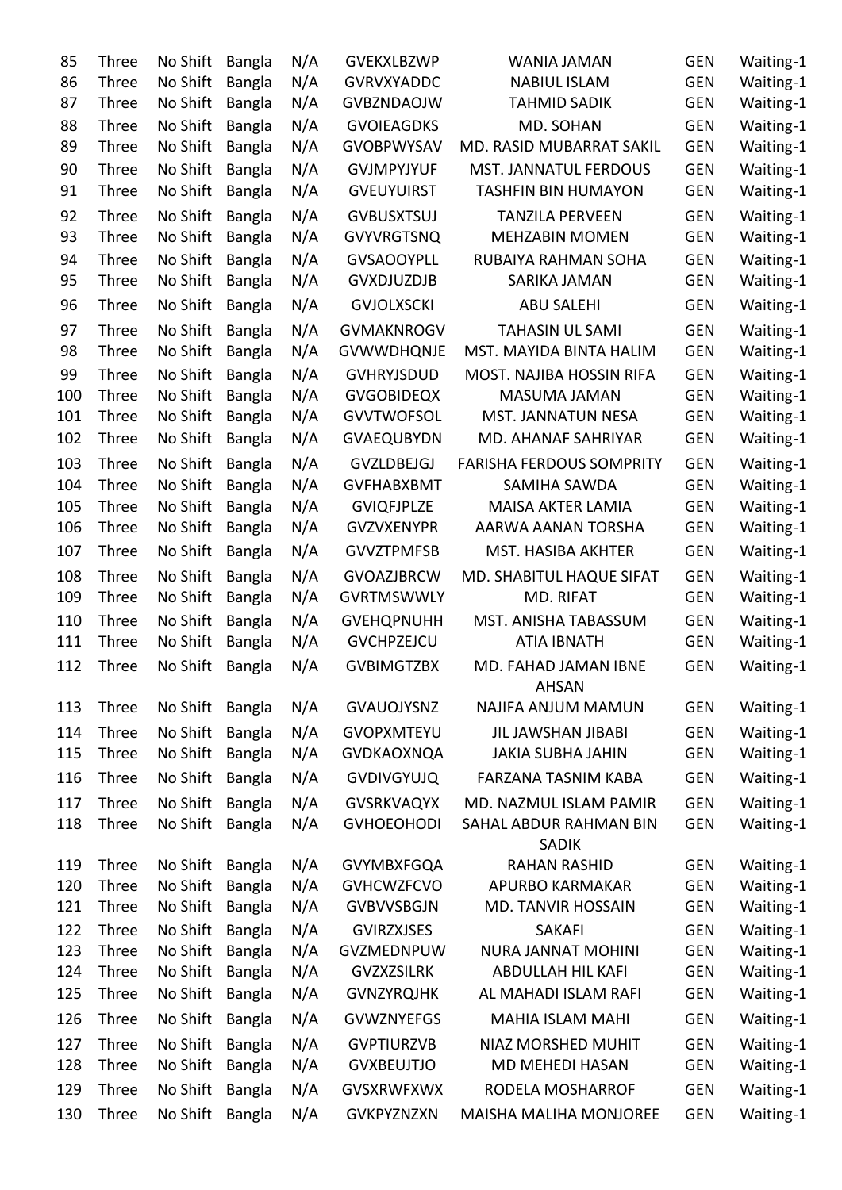| 85 | Three | No Shift | Bangla | N/A | GVEKXLBZWP | WANIA JAMAN | GEN | Waiting-1 |
|---|---|---|---|---|---|---|---|---|
| 86 | Three | No Shift | Bangla | N/A | GVRVXYADDC | NABIUL ISLAM | GEN | Waiting-1 |
| 87 | Three | No Shift | Bangla | N/A | GVBZNDAOJW | TAHMID SADIK | GEN | Waiting-1 |
| 88 | Three | No Shift | Bangla | N/A | GVOIEAGDKS | MD. SOHAN | GEN | Waiting-1 |
| 89 | Three | No Shift | Bangla | N/A | GVOBPWYSAV | MD. RASID MUBARRAT SAKIL | GEN | Waiting-1 |
| 90 | Three | No Shift | Bangla | N/A | GVJMPYJYUF | MST. JANNATUL FERDOUS | GEN | Waiting-1 |
| 91 | Three | No Shift | Bangla | N/A | GVEUYUIRST | TASHFIN BIN HUMAYON | GEN | Waiting-1 |
| 92 | Three | No Shift | Bangla | N/A | GVBUSXTSUJ | TANZILA PERVEEN | GEN | Waiting-1 |
| 93 | Three | No Shift | Bangla | N/A | GVYVRGTSNQ | MEHZABIN MOMEN | GEN | Waiting-1 |
| 94 | Three | No Shift | Bangla | N/A | GVSAOOYPLL | RUBAIYA RAHMAN SOHA | GEN | Waiting-1 |
| 95 | Three | No Shift | Bangla | N/A | GVXDJUZDJB | SARIKA JAMAN | GEN | Waiting-1 |
| 96 | Three | No Shift | Bangla | N/A | GVJOLXSCKI | ABU SALEHI | GEN | Waiting-1 |
| 97 | Three | No Shift | Bangla | N/A | GVMAKNROGV | TAHASIN UL SAMI | GEN | Waiting-1 |
| 98 | Three | No Shift | Bangla | N/A | GVWWDHQNJE | MST. MAYIDA BINTA HALIM | GEN | Waiting-1 |
| 99 | Three | No Shift | Bangla | N/A | GVHRYJSDUD | MOST. NAJIBA HOSSIN RIFA | GEN | Waiting-1 |
| 100 | Three | No Shift | Bangla | N/A | GVGOBIDEQX | MASUMA JAMAN | GEN | Waiting-1 |
| 101 | Three | No Shift | Bangla | N/A | GVVTWOFSOL | MST. JANNATUN NESA | GEN | Waiting-1 |
| 102 | Three | No Shift | Bangla | N/A | GVAEQUBYDN | MD. AHANAF SAHRIYAR | GEN | Waiting-1 |
| 103 | Three | No Shift | Bangla | N/A | GVZLDBEJGJ | FARISHA FERDOUS SOMPRITY | GEN | Waiting-1 |
| 104 | Three | No Shift | Bangla | N/A | GVFHABXBMT | SAMIHA SAWDA | GEN | Waiting-1 |
| 105 | Three | No Shift | Bangla | N/A | GVIQFJPLZE | MAISA AKTER LAMIA | GEN | Waiting-1 |
| 106 | Three | No Shift | Bangla | N/A | GVZVXENYPR | AARWA AANAN TORSHA | GEN | Waiting-1 |
| 107 | Three | No Shift | Bangla | N/A | GVVZTPMFSB | MST. HASIBA AKHTER | GEN | Waiting-1 |
| 108 | Three | No Shift | Bangla | N/A | GVOAZJBRCW | MD. SHABITUL HAQUE SIFAT | GEN | Waiting-1 |
| 109 | Three | No Shift | Bangla | N/A | GVRTMSWWLY | MD. RIFAT | GEN | Waiting-1 |
| 110 | Three | No Shift | Bangla | N/A | GVEHQPNUHH | MST. ANISHA TABASSUM | GEN | Waiting-1 |
| 111 | Three | No Shift | Bangla | N/A | GVCHPZEJCU | ATIA IBNATH | GEN | Waiting-1 |
| 112 | Three | No Shift | Bangla | N/A | GVBIMGTZBX | MD. FAHAD JAMAN IBNE AHSAN | GEN | Waiting-1 |
| 113 | Three | No Shift | Bangla | N/A | GVAUOJYSNZ | NAJIFA ANJUM MAMUN | GEN | Waiting-1 |
| 114 | Three | No Shift | Bangla | N/A | GVOPXMTEYU | JIL JAWSHAN JIBABI | GEN | Waiting-1 |
| 115 | Three | No Shift | Bangla | N/A | GVDKAOXNQA | JAKIA SUBHA JAHIN | GEN | Waiting-1 |
| 116 | Three | No Shift | Bangla | N/A | GVDIVGYUJQ | FARZANA TASNIM KABA | GEN | Waiting-1 |
| 117 | Three | No Shift | Bangla | N/A | GVSRKVAQYX | MD. NAZMUL ISLAM PAMIR | GEN | Waiting-1 |
| 118 | Three | No Shift | Bangla | N/A | GVHOEOHODI | SAHAL ABDUR RAHMAN BIN SADIK | GEN | Waiting-1 |
| 119 | Three | No Shift | Bangla | N/A | GVYMBXFGQA | RAHAN RASHID | GEN | Waiting-1 |
| 120 | Three | No Shift | Bangla | N/A | GVHCWZFCVO | APURBO KARMAKAR | GEN | Waiting-1 |
| 121 | Three | No Shift | Bangla | N/A | GVBVVSBGJN | MD. TANVIR HOSSAIN | GEN | Waiting-1 |
| 122 | Three | No Shift | Bangla | N/A | GVIRZXJSES | SAKAFI | GEN | Waiting-1 |
| 123 | Three | No Shift | Bangla | N/A | GVZMEDNPUW | NURA JANNAT MOHINI | GEN | Waiting-1 |
| 124 | Three | No Shift | Bangla | N/A | GVZXZSILRK | ABDULLAH HIL KAFI | GEN | Waiting-1 |
| 125 | Three | No Shift | Bangla | N/A | GVNZYRQJHK | AL MAHADI ISLAM RAFI | GEN | Waiting-1 |
| 126 | Three | No Shift | Bangla | N/A | GVWZNYEFGS | MAHIA ISLAM MAHI | GEN | Waiting-1 |
| 127 | Three | No Shift | Bangla | N/A | GVPTIURZVB | NIAZ MORSHED MUHIT | GEN | Waiting-1 |
| 128 | Three | No Shift | Bangla | N/A | GVXBEUJTJO | MD MEHEDI HASAN | GEN | Waiting-1 |
| 129 | Three | No Shift | Bangla | N/A | GVSXRWFXWX | RODELA MOSHARROF | GEN | Waiting-1 |
| 130 | Three | No Shift | Bangla | N/A | GVKPYZNZXN | MAISHA MALIHA MONJOREE | GEN | Waiting-1 |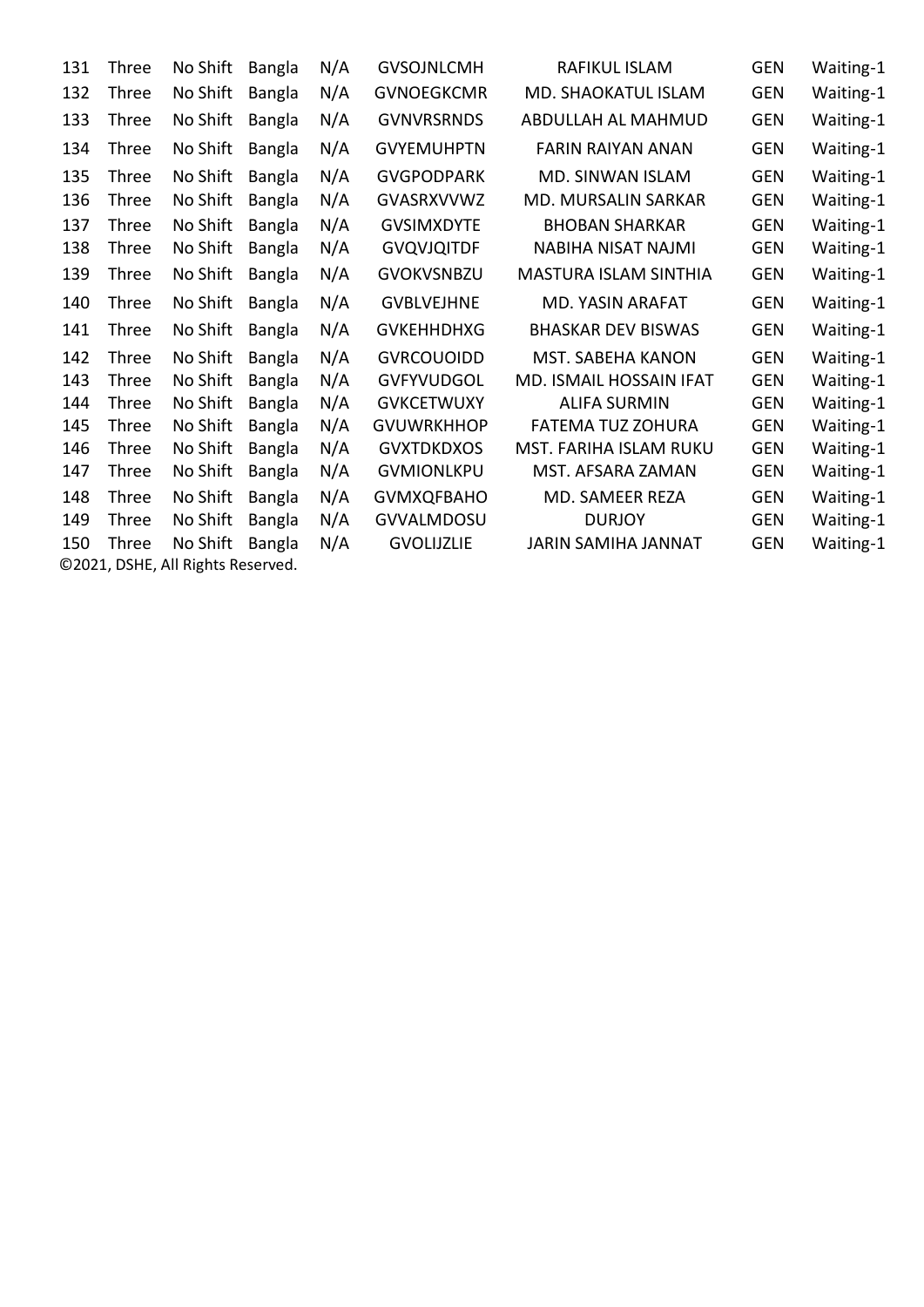| | | | | | | | | |
|---|---|---|---|---|---|---|---|---|
| 131 | Three | No Shift | Bangla | N/A | GVSOJNLCMH | RAFIKUL ISLAM | GEN | Waiting-1 |
| 132 | Three | No Shift | Bangla | N/A | GVNOEGKCMR | MD. SHAOKATUL ISLAM | GEN | Waiting-1 |
| 133 | Three | No Shift | Bangla | N/A | GVNVRSRNDS | ABDULLAH AL MAHMUD | GEN | Waiting-1 |
| 134 | Three | No Shift | Bangla | N/A | GVYEMUHPTN | FARIN RAIYAN ANAN | GEN | Waiting-1 |
| 135 | Three | No Shift | Bangla | N/A | GVGPODPARK | MD. SINWAN ISLAM | GEN | Waiting-1 |
| 136 | Three | No Shift | Bangla | N/A | GVASRXVVWZ | MD. MURSALIN SARKAR | GEN | Waiting-1 |
| 137 | Three | No Shift | Bangla | N/A | GVSIMXDYTE | BHOBAN SHARKAR | GEN | Waiting-1 |
| 138 | Three | No Shift | Bangla | N/A | GVQVJQITDF | NABIHA NISAT NAJMI | GEN | Waiting-1 |
| 139 | Three | No Shift | Bangla | N/A | GVOKVSNBZU | MASTURA ISLAM SINTHIA | GEN | Waiting-1 |
| 140 | Three | No Shift | Bangla | N/A | GVBLVEJHNE | MD. YASIN ARAFAT | GEN | Waiting-1 |
| 141 | Three | No Shift | Bangla | N/A | GVKEHHDHXG | BHASKAR DEV BISWAS | GEN | Waiting-1 |
| 142 | Three | No Shift | Bangla | N/A | GVRCOUOIDD | MST. SABEHA KANON | GEN | Waiting-1 |
| 143 | Three | No Shift | Bangla | N/A | GVFYVUDGOL | MD. ISMAIL HOSSAIN IFAT | GEN | Waiting-1 |
| 144 | Three | No Shift | Bangla | N/A | GVKCETWUXY | ALIFA SURMIN | GEN | Waiting-1 |
| 145 | Three | No Shift | Bangla | N/A | GVUWRKHHOP | FATEMA TUZ ZOHURA | GEN | Waiting-1 |
| 146 | Three | No Shift | Bangla | N/A | GVXTDKDXOS | MST. FARIHA ISLAM RUKU | GEN | Waiting-1 |
| 147 | Three | No Shift | Bangla | N/A | GVMIONLKPU | MST. AFSARA ZAMAN | GEN | Waiting-1 |
| 148 | Three | No Shift | Bangla | N/A | GVMXQFBAHO | MD. SAMEER REZA | GEN | Waiting-1 |
| 149 | Three | No Shift | Bangla | N/A | GVVALMDOSU | DURJOY | GEN | Waiting-1 |
| 150 | Three | No Shift | Bangla | N/A | GVOLIJZLIE | JARIN SAMIHA JANNAT | GEN | Waiting-1 |

©2021, DSHE, All Rights Reserved.